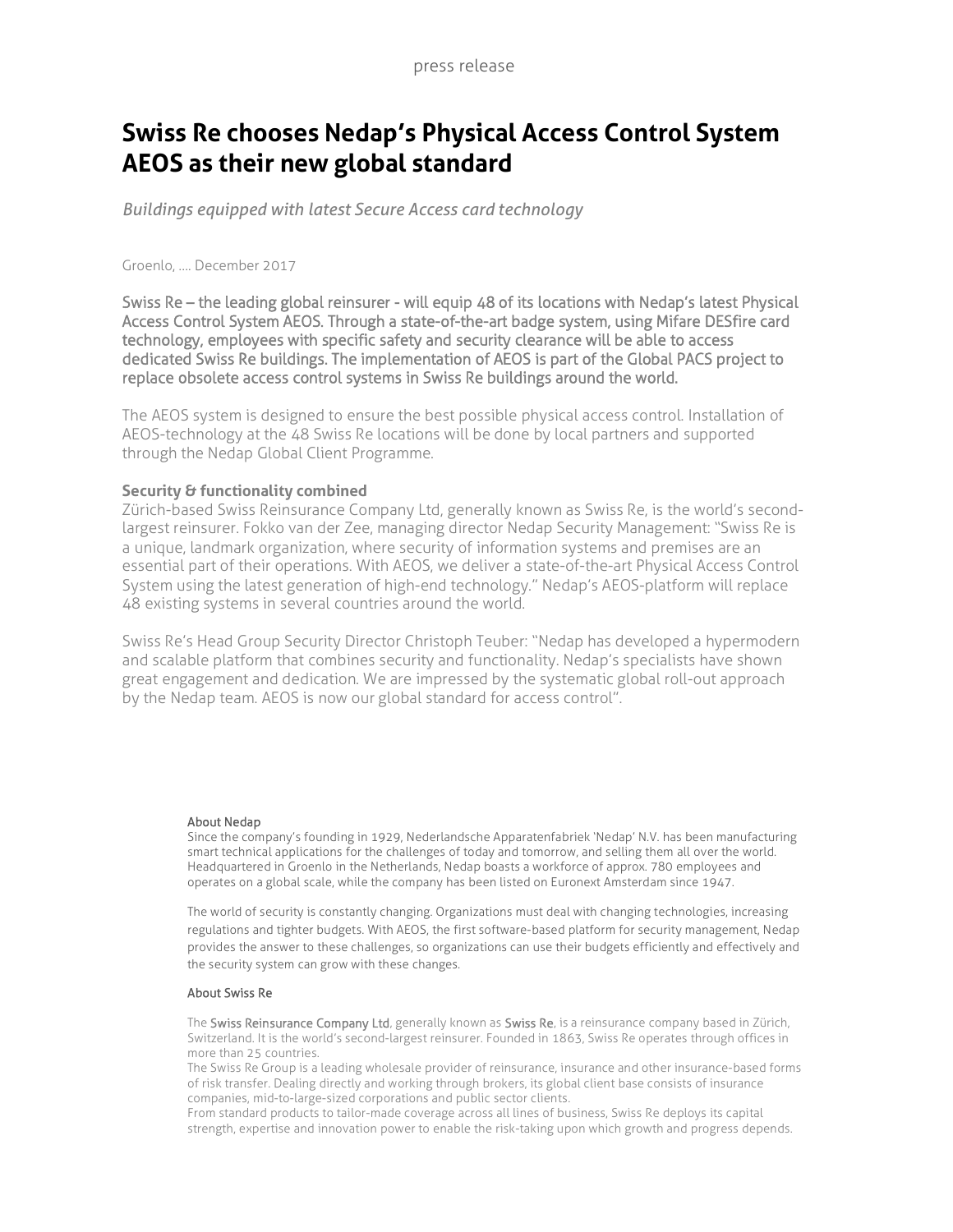press release

# Swiss Re chooses Nedap's Physical Access Control System AEOS as their new global standard

*Buildings equipped with latest Secure Access card technology*

Groenlo, .... December 2017

Swiss Re – the leading global reinsurer - will equip 48 of its locations with Nedap's latest Physical Access Control System AEOS. Through a state-of-the-art badge system, using Mifare DESfire card technology, employees with specific safety and security clearance will be able to access dedicated Swiss Re buildings. The implementation of AEOS is part of the Global PACS project to replace obsolete access control systems in Swiss Re buildings around the world.

The AEOS system is designed to ensure the best possible physical access control. Installation of AEOS-technology at the 48 Swiss Re locations will be done by local partners and supported through the Nedap Global Client Programme.

**Security & functionality combined**
Zürich-based Swiss Reinsurance Company Ltd, generally known as Swiss Re, is the world's second-largest reinsurer. Fokko van der Zee, managing director Nedap Security Management: "Swiss Re is a unique, landmark organization, where security of information systems and premises are an essential part of their operations. With AEOS, we deliver a state-of-the-art Physical Access Control System using the latest generation of high-end technology." Nedap's AEOS-platform will replace 48 existing systems in several countries around the world.

Swiss Re's Head Group Security Director Christoph Teuber: "Nedap has developed a hypermodern and scalable platform that combines security and functionality. Nedap's specialists have shown great engagement and dedication. We are impressed by the systematic global roll-out approach by the Nedap team. AEOS is now our global standard for access control".

About Nedap
Since the company's founding in 1929, Nederlandsche Apparatenfabriek 'Nedap' N.V. has been manufacturing smart technical applications for the challenges of today and tomorrow, and selling them all over the world. Headquartered in Groenlo in the Netherlands, Nedap boasts a workforce of approx. 780 employees and operates on a global scale, while the company has been listed on Euronext Amsterdam since 1947.

The world of security is constantly changing. Organizations must deal with changing technologies, increasing regulations and tighter budgets. With AEOS, the first software-based platform for security management, Nedap provides the answer to these challenges, so organizations can use their budgets efficiently and effectively and the security system can grow with these changes.

About Swiss Re

The Swiss Reinsurance Company Ltd, generally known as Swiss Re, is a reinsurance company based in Zürich, Switzerland. It is the world's second-largest reinsurer. Founded in 1863, Swiss Re operates through offices in more than 25 countries.
The Swiss Re Group is a leading wholesale provider of reinsurance, insurance and other insurance-based forms of risk transfer. Dealing directly and working through brokers, its global client base consists of insurance companies, mid-to-large-sized corporations and public sector clients.
From standard products to tailor-made coverage across all lines of business, Swiss Re deploys its capital strength, expertise and innovation power to enable the risk-taking upon which growth and progress depends.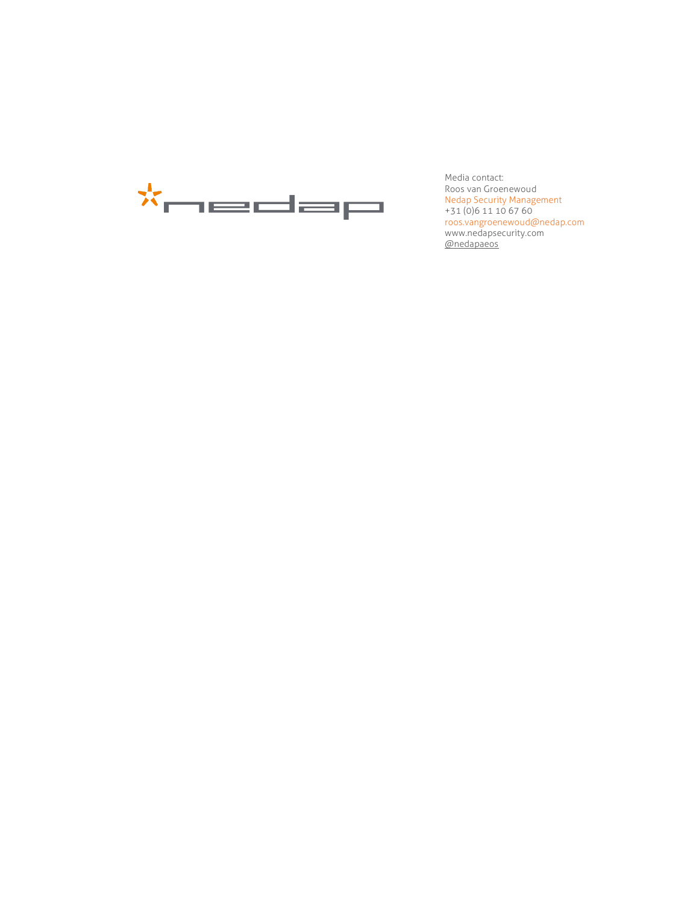Media contact:
Roos van Groenewoud
Nedap Security Management
+31 (0)6 11 10 67 60
roos.vangroenewoud@nedap.com
www.nedapsecurity.com
@nedapaeos